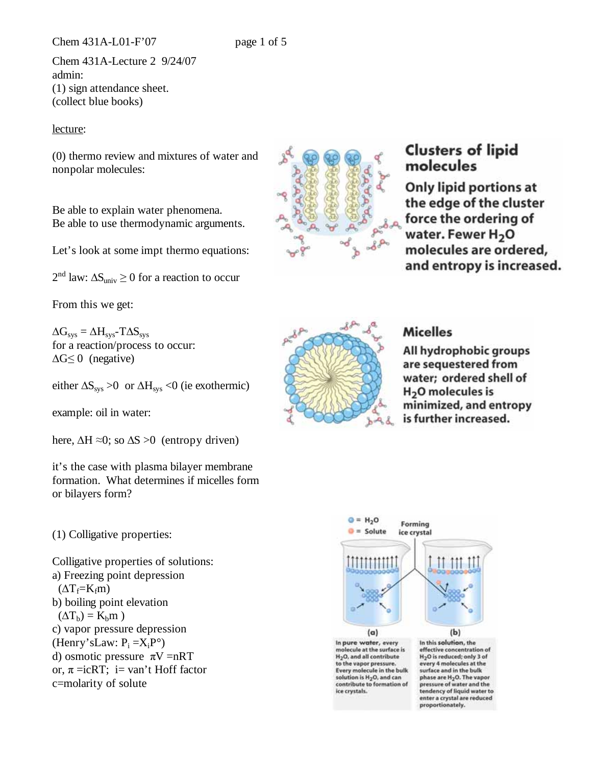Chem 431A-Lecture 2 9/24/07
admin:
(1) sign attendance sheet.
(collect blue books)

lecture:

(0) thermo review and mixtures of water and nonpolar molecules:

Be able to explain water phenomena.
Be able to use thermodynamic arguments.

Let's look at some impt thermo equations:

2nd law: $\Delta S_{univ} \geq 0$ for a reaction to occur

From this we get:

$\Delta G_{sys} = \Delta H_{sys} - T\Delta S_{sys}$
for a reaction/process to occur:
$\Delta G \leq 0$ (negative)

either $\Delta S_{sys} > 0$ or $\Delta H_{sys} < 0$ (ie exothermic)

example: oil in water:

here, $\Delta H \approx 0$; so $\Delta S > 0$ (entropy driven)

it's the case with plasma bilayer membrane formation. What determines if micelles form or bilayers form?

**Clusters of lipid molecules**

**Only lipid portions at the edge of the cluster force the ordering of water. Fewer $H_2O$ molecules are ordered, and entropy is increased.**

**Micelles**

**All hydrophobic groups are sequestered from water; ordered shell of $H_2O$ molecules is minimized, and entropy is further increased.**

(1) Colligative properties:

Colligative properties of solutions:
a) Freezing point depression
($\Delta T_f = K_f m$)
b) boiling point elevation
($(\Delta T_b) = K_b m$ )
c) vapor pressure depression
(Henry'sLaw: $P_i = X_i P°$)
d) osmotic pressure $\pi V = nRT$
or, $\pi = icRT$; i= van't Hoff factor
c=molarity of solute

= $H_2O$ = Solute — Forming ice crystal

(a) **In pure water,** every molecule at the surface is $H_2O$, and all contribute to the vapor pressure. Every molecule in the bulk solution is $H_2O$, and can contribute to formation of ice crystals.

(b) **In this solution,** the effective concentration of $H_2O$ is reduced; only 3 of every 4 molecules at the surface and in the bulk phase are $H_2O$. The vapor pressure of water and the tendency of liquid water to enter a crystal are reduced proportionately.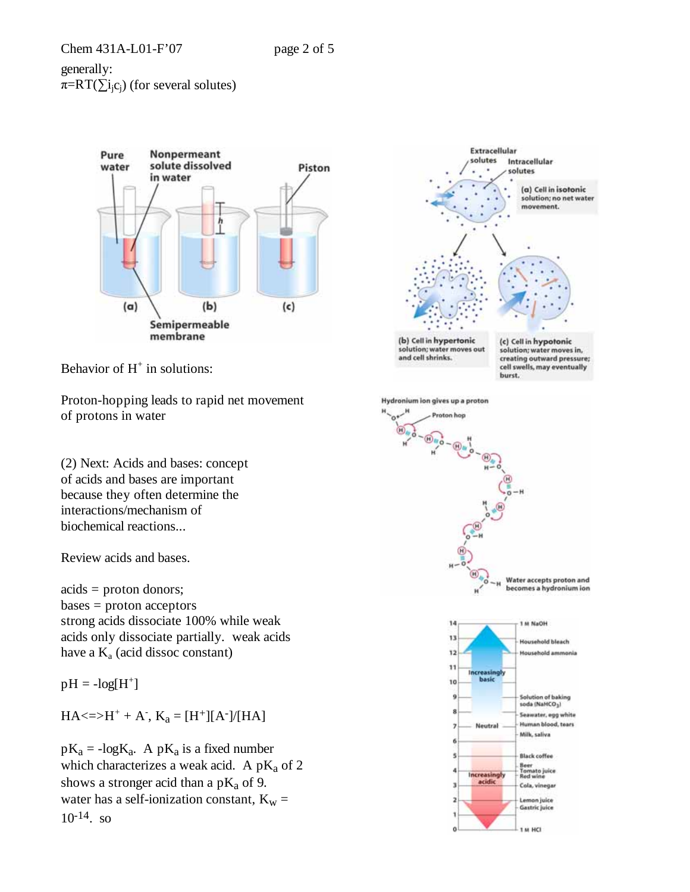generally:

$\pi = RT(\sum i_j c_j)$ (for several solutes)

Behavior of $H^+$ in solutions:

Proton-hopping leads to rapid net movement of protons in water

(2) Next: Acids and bases: concept of acids and bases are important because they often determine the interactions/mechanism of biochemical reactions...

Review acids and bases.

acids = proton donors;
bases = proton acceptors
strong acids dissociate 100% while weak acids only dissociate partially. weak acids have a $K_a$ (acid dissoc constant)

$pH = -\log[H^+]$

$HA \Leftrightarrow H^+ + A^-$, $K_a = [H^+][A^-]/[HA]$

$pK_a = -\log K_a$. A $pK_a$ is a fixed number which characterizes a weak acid. A $pK_a$ of 2 shows a stronger acid than a $pK_a$ of 9.
water has a self-ionization constant, $K_W = 10^{-14}$. so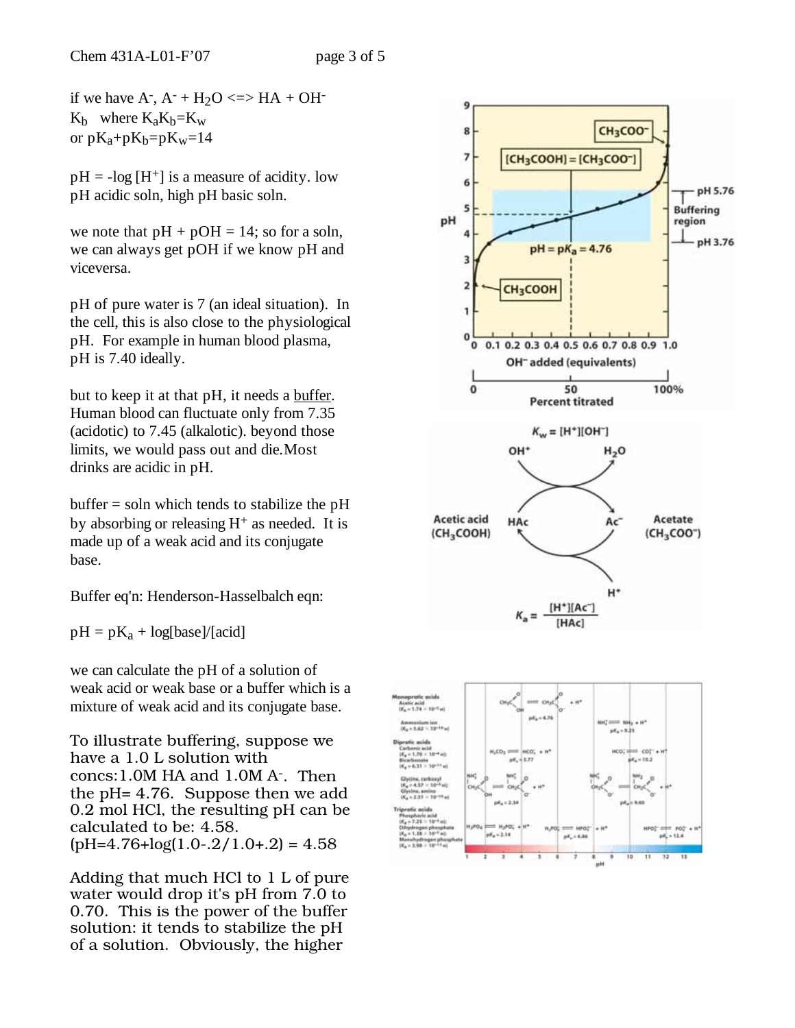if we have $A^-$, $A^- + H_2O \Leftrightarrow HA + OH^-$
$K_b$ where $K_aK_b=K_w$
or $pK_a+pK_b=pK_w=14$

$pH = -\log [H^+]$ is a measure of acidity. low pH acidic soln, high pH basic soln.

we note that pH + pOH = 14; so for a soln, we can always get pOH if we know pH and viceversa.

pH of pure water is 7 (an ideal situation). In the cell, this is also close to the physiological pH. For example in human blood plasma, pH is 7.40 ideally.

but to keep it at that pH, it needs a buffer. Human blood can fluctuate only from 7.35 (acidotic) to 7.45 (alkalotic). beyond those limits, we would pass out and die.Most drinks are acidic in pH.

buffer = soln which tends to stabilize the pH by absorbing or releasing $H^+$ as needed. It is made up of a weak acid and its conjugate base.

Buffer eq'n: Henderson-Hasselbalch eqn:

$pH = pK_a + \log[\text{base}]/[\text{acid}]$

we can calculate the pH of a solution of weak acid or weak base or a buffer which is a mixture of weak acid and its conjugate base.

To illustrate buffering, suppose we have a 1.0 L solution with concs:1.0M HA and 1.0M $A^-$. Then the pH= 4.76. Suppose then we add 0.2 mol HCl, the resulting pH can be calculated to be: 4.58.
$(pH=4.76+\log(1.0-.2/1.0+.2) = 4.58$

Adding that much HCl to 1 L of pure water would drop it's pH from 7.0 to 0.70. This is the power of the buffer solution: it tends to stabilize the pH of a solution. Obviously, the higher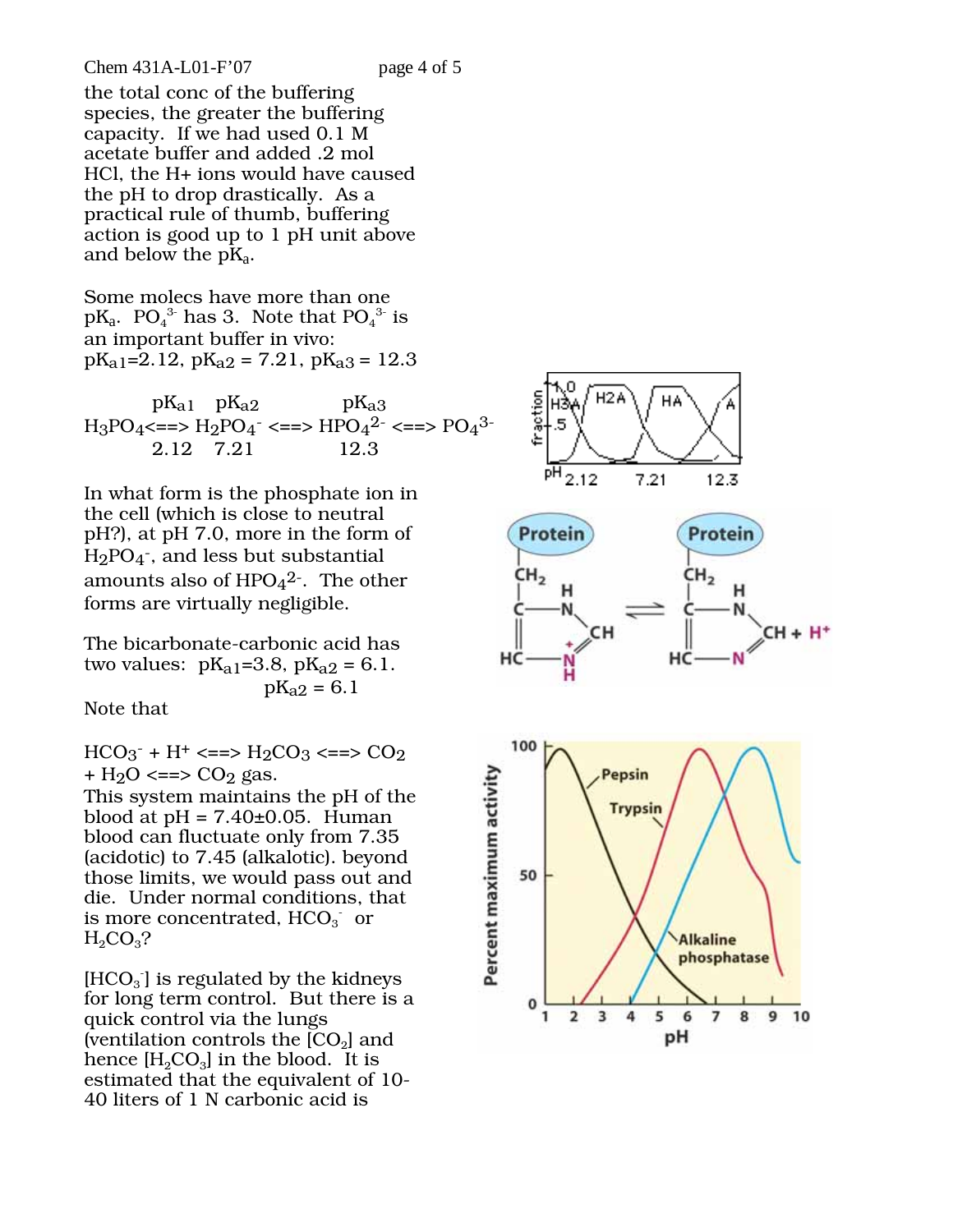the total conc of the buffering species, the greater the buffering capacity. If we had used 0.1 M acetate buffer and added .2 mol HCl, the H+ ions would have caused the pH to drop drastically. As a practical rule of thumb, buffering action is good up to 1 pH unit above and below the $pK_a$.

Some molecs have more than one $pK_a$. $PO_4^{3-}$ has 3. Note that $PO_4^{3-}$ is an important buffer in vivo: $pK_{a1}$=2.12, $pK_{a2}$ = 7.21, $pK_{a3}$ = 12.3

$$H_3PO_4 \underset{2.12}{\overset{pK_{a1}}{\Longleftrightarrow}} H_2PO_4^- \underset{7.21}{\overset{pK_{a2}}{\Longleftrightarrow}} HPO_4^{2-} \underset{12.3}{\overset{pK_{a3}}{\Longleftrightarrow}} PO_4^{3-}$$

In what form is the phosphate ion in the cell (which is close to neutral pH?), at pH 7.0, more in the form of $H_2PO_4^-$, and less but substantial amounts also of $HPO_4^{2-}$. The other forms are virtually negligible.

The bicarbonate-carbonic acid has two values: $pK_{a1}$=3.8, $pK_{a2}$ = 6.1.

$pK_{a2}$ = 6.1

Note that

$HCO_3^- + H^+ \Longleftrightarrow H_2CO_3 \Longleftrightarrow CO_2 + H_2O \Longleftrightarrow CO_2$ gas.

This system maintains the pH of the blood at pH = 7.40±0.05. Human blood can fluctuate only from 7.35 (acidotic) to 7.45 (alkalotic). beyond those limits, we would pass out and die. Under normal conditions, that is more concentrated, $HCO_3^-$ or $H_2CO_3$?

$[HCO_3^-]$ is regulated by the kidneys for long term control. But there is a quick control via the lungs (ventilation controls the $[CO_2]$ and hence $[H_2CO_3]$ in the blood. It is estimated that the equivalent of 10-40 liters of 1 N carbonic acid is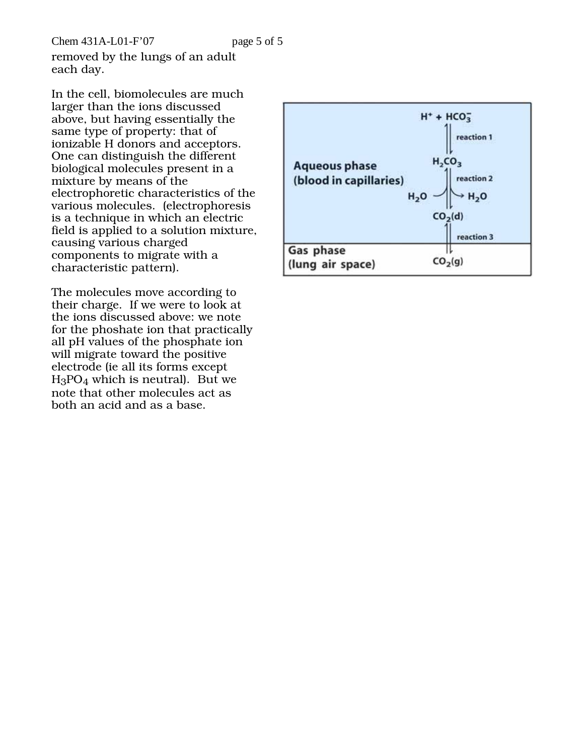removed by the lungs of an adult each day.

In the cell, biomolecules are much larger than the ions discussed above, but having essentially the same type of property: that of ionizable H donors and acceptors. One can distinguish the different biological molecules present in a mixture by means of the electrophoretic characteristics of the various molecules. (electrophoresis is a technique in which an electric field is applied to a solution mixture, causing various charged components to migrate with a characteristic pattern).

The molecules move according to their charge. If we were to look at the ions discussed above: we note for the phoshate ion that practically all pH values of the phosphate ion will migrate toward the positive electrode (ie all its forms except $H_3PO_4$ which is neutral). But we note that other molecules act as both an acid and as a base.

Aqueous phase (blood in capillaries)

$H^+ + HCO_3^-$

reaction 1

$H_2CO_3$

reaction 2

$H_2O$

$H_2O$

$CO_2(d)$

reaction 3

Gas phase (lung air space)

$CO_2(g)$